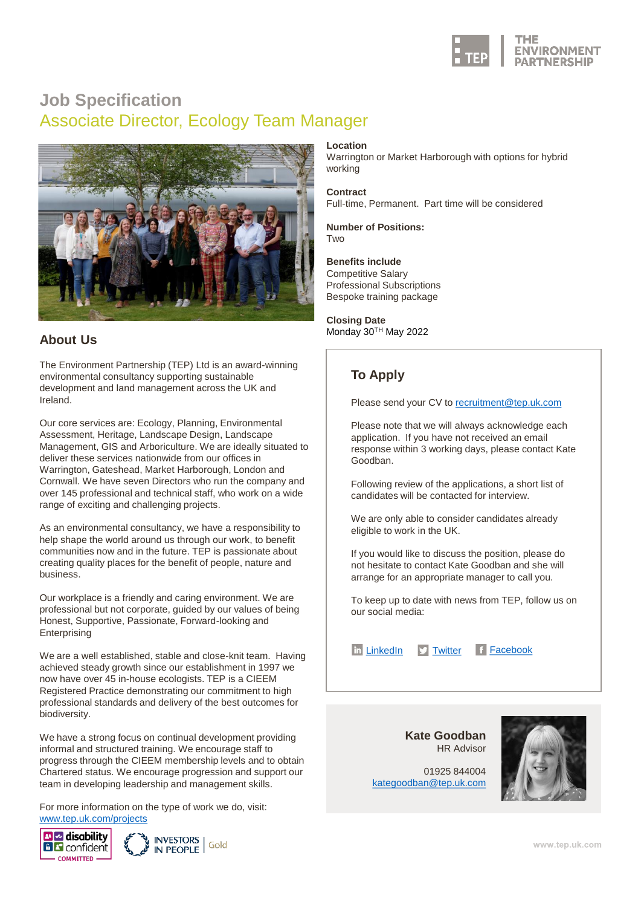# Job Specification

## Associate Director, Ecology Team Manager

**Location**
Warrington or Market Harborough with options for hybrid working

**Contract**
Full-time, Permanent. Part time will be considered

**Number of Positions:**
Two

**Benefits include**
Competitive Salary
Professional Subscriptions
Bespoke training package

**Closing Date**
Monday 30TH May 2022

## About Us

The Environment Partnership (TEP) Ltd is an award-winning environmental consultancy supporting sustainable development and land management across the UK and Ireland.

Our core services are: Ecology, Planning, Environmental Assessment, Heritage, Landscape Design, Landscape Management, GIS and Arboriculture. We are ideally situated to deliver these services nationwide from our offices in Warrington, Gateshead, Market Harborough, London and Cornwall. We have seven Directors who run the company and over 145 professional and technical staff, who work on a wide range of exciting and challenging projects.

As an environmental consultancy, we have a responsibility to help shape the world around us through our work, to benefit communities now and in the future. TEP is passionate about creating quality places for the benefit of people, nature and business.

Our workplace is a friendly and caring environment. We are professional but not corporate, guided by our values of being Honest, Supportive, Passionate, Forward-looking and Enterprising

We are a well established, stable and close-knit team. Having achieved steady growth since our establishment in 1997 we now have over 45 in-house ecologists. TEP is a CIEEM Registered Practice demonstrating our commitment to high professional standards and delivery of the best outcomes for biodiversity.

We have a strong focus on continual development providing informal and structured training. We encourage staff to progress through the CIEEM membership levels and to obtain Chartered status. We encourage progression and support our team in developing leadership and management skills.

For more information on the type of work we do, visit: www.tep.uk.com/projects

## To Apply

Please send your CV to recruitment@tep.uk.com

Please note that we will always acknowledge each application. If you have not received an email response within 3 working days, please contact Kate Goodban.

Following review of the applications, a short list of candidates will be contacted for interview.

We are only able to consider candidates already eligible to work in the UK.

If you would like to discuss the position, please do not hesitate to contact Kate Goodban and she will arrange for an appropriate manager to call you.

To keep up to date with news from TEP, follow us on our social media:

LinkedIn | Twitter | Facebook

**Kate Goodban**
HR Advisor

01925 844004
kategoodban@tep.uk.com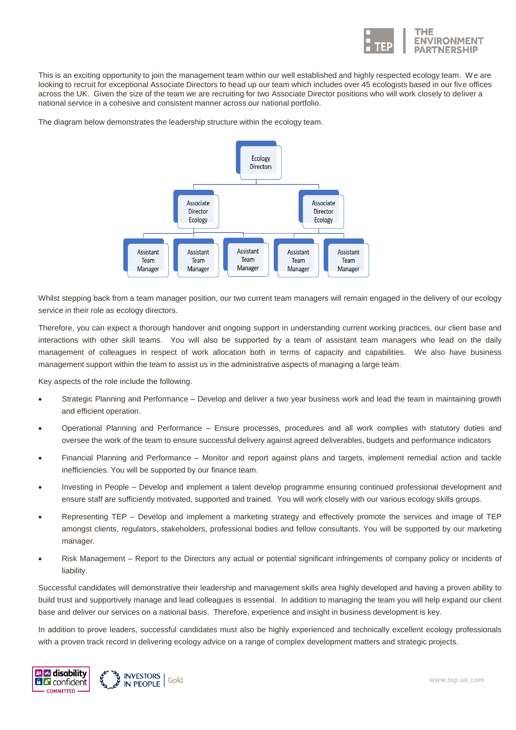This is an exciting opportunity to join the management team within our well established and highly respected ecology team. We are looking to recruit for exceptional Associate Directors to head up our team which includes over 45 ecologists based in our five offices across the UK. Given the size of the team we are recruiting for two Associate Director positions who will work closely to deliver a national service in a cohesive and consistent manner across our national portfolio.

The diagram below demonstrates the leadership structure within the ecology team.

- Ecology Directors
  - Associate Director Ecology
  - Associate Director Ecology
    - Assistant Team Manager
    - Assistant Team Manager
    - Assistant Team Manager
    - Assistant Team Manager
    - Assistant Team Manager

Whilst stepping back from a team manager position, our two current team managers will remain engaged in the delivery of our ecology service in their role as ecology directors.

Therefore, you can expect a thorough handover and ongoing support in understanding current working practices, our client base and interactions with other skill teams. You will also be supported by a team of assistant team managers who lead on the daily management of colleagues in respect of work allocation both in terms of capacity and capabilities. We also have business management support within the team to assist us in the administrative aspects of managing a large team.

Key aspects of the role include the following.

- Strategic Planning and Performance – Develop and deliver a two year business work and lead the team in maintaining growth and efficient operation.
- Operational Planning and Performance – Ensure processes, procedures and all work complies with statutory duties and oversee the work of the team to ensure successful delivery against agreed deliverables, budgets and performance indicators
- Financial Planning and Performance – Monitor and report against plans and targets, implement remedial action and tackle inefficiencies. You will be supported by our finance team.
- Investing in People – Develop and implement a talent develop programme ensuring continued professional development and ensure staff are sufficiently motivated, supported and trained. You will work closely with our various ecology skills groups.
- Representing TEP – Develop and implement a marketing strategy and effectively promote the services and image of TEP amongst clients, regulators, stakeholders, professional bodies and fellow consultants. You will be supported by our marketing manager.
- Risk Management – Report to the Directors any actual or potential significant infringements of company policy or incidents of liability.

Successful candidates will demonstrative their leadership and management skills area highly developed and having a proven ability to build trust and supportively manage and lead colleagues is essential. In addition to managing the team you will help expand our client base and deliver our services on a national basis. Therefore, experience and insight in business development is key.

In addition to prove leaders, successful candidates must also be highly experienced and technically excellent ecology professionals with a proven track record in delivering ecology advice on a range of complex development matters and strategic projects.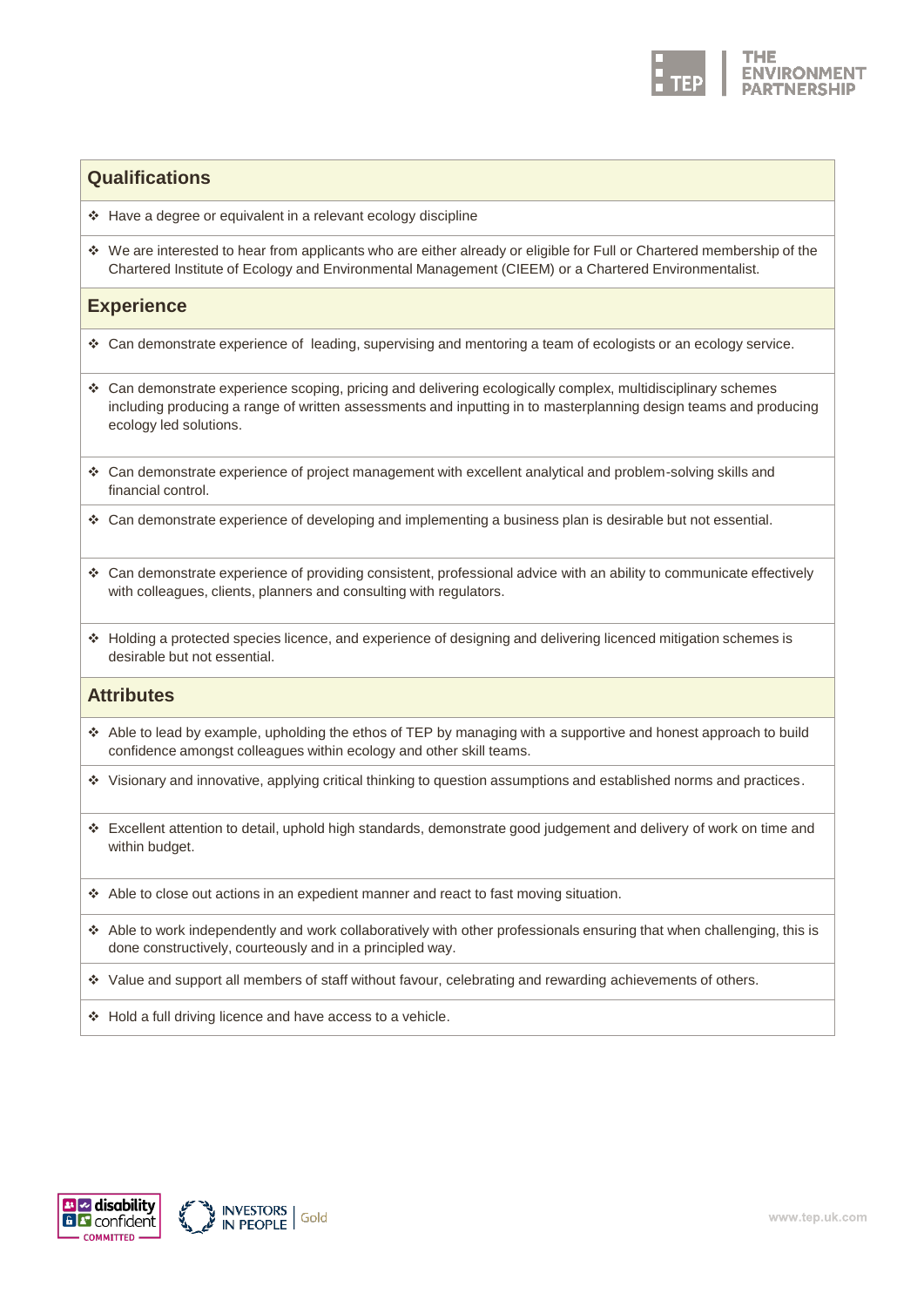## Qualifications

- Have a degree or equivalent in a relevant ecology discipline
- We are interested to hear from applicants who are either already or eligible for Full or Chartered membership of the Chartered Institute of Ecology and Environmental Management (CIEEM) or a Chartered Environmentalist.

## Experience

- Can demonstrate experience of leading, supervising and mentoring a team of ecologists or an ecology service.
- Can demonstrate experience scoping, pricing and delivering ecologically complex, multidisciplinary schemes including producing a range of written assessments and inputting in to masterplanning design teams and producing ecology led solutions.
- Can demonstrate experience of project management with excellent analytical and problem-solving skills and financial control.
- Can demonstrate experience of developing and implementing a business plan is desirable but not essential.
- Can demonstrate experience of providing consistent, professional advice with an ability to communicate effectively with colleagues, clients, planners and consulting with regulators.
- Holding a protected species licence, and experience of designing and delivering licenced mitigation schemes is desirable but not essential.

## Attributes

- Able to lead by example, upholding the ethos of TEP by managing with a supportive and honest approach to build confidence amongst colleagues within ecology and other skill teams.
- Visionary and innovative, applying critical thinking to question assumptions and established norms and practices.
- Excellent attention to detail, uphold high standards, demonstrate good judgement and delivery of work on time and within budget.
- Able to close out actions in an expedient manner and react to fast moving situation.
- Able to work independently and work collaboratively with other professionals ensuring that when challenging, this is done constructively, courteously and in a principled way.
- Value and support all members of staff without favour, celebrating and rewarding achievements of others.
- Hold a full driving licence and have access to a vehicle.